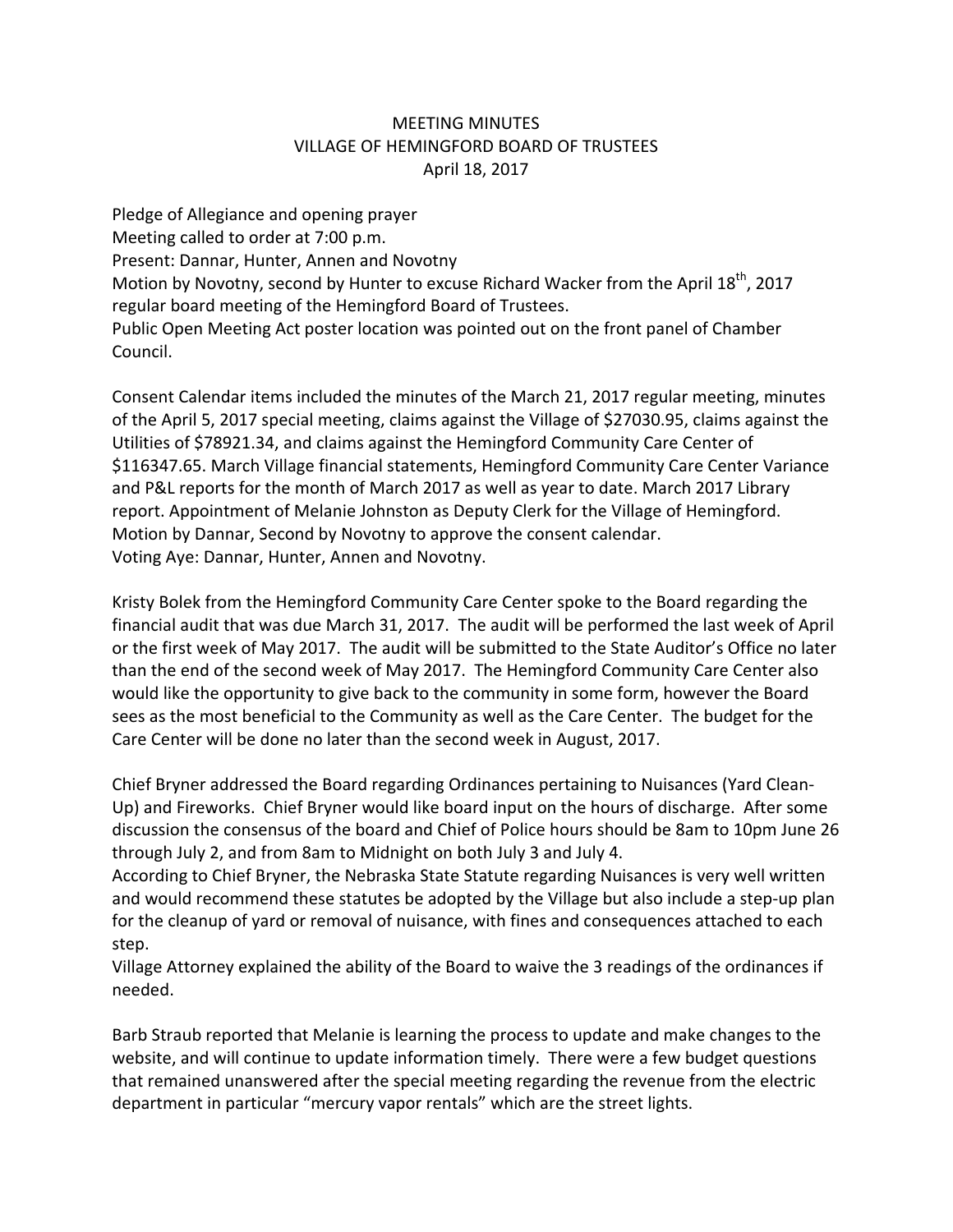# MEETING MINUTES
## VILLAGE OF HEMINGFORD BOARD OF TRUSTEES
### April 18, 2017

Pledge of Allegiance and opening prayer
Meeting called to order at 7:00 p.m.
Present: Dannar, Hunter, Annen and Novotny
Motion by Novotny, second by Hunter to excuse Richard Wacker from the April 18th, 2017 regular board meeting of the Hemingford Board of Trustees.
Public Open Meeting Act poster location was pointed out on the front panel of Chamber Council.

Consent Calendar items included the minutes of the March 21, 2017 regular meeting, minutes of the April 5, 2017 special meeting, claims against the Village of $27030.95, claims against the Utilities of $78921.34, and claims against the Hemingford Community Care Center of $116347.65. March Village financial statements, Hemingford Community Care Center Variance and P&L reports for the month of March 2017 as well as year to date. March 2017 Library report. Appointment of Melanie Johnston as Deputy Clerk for the Village of Hemingford.
Motion by Dannar, Second by Novotny to approve the consent calendar.
Voting Aye: Dannar, Hunter, Annen and Novotny.

Kristy Bolek from the Hemingford Community Care Center spoke to the Board regarding the financial audit that was due March 31, 2017. The audit will be performed the last week of April or the first week of May 2017. The audit will be submitted to the State Auditor's Office no later than the end of the second week of May 2017. The Hemingford Community Care Center also would like the opportunity to give back to the community in some form, however the Board sees as the most beneficial to the Community as well as the Care Center. The budget for the Care Center will be done no later than the second week in August, 2017.

Chief Bryner addressed the Board regarding Ordinances pertaining to Nuisances (Yard Clean-Up) and Fireworks. Chief Bryner would like board input on the hours of discharge. After some discussion the consensus of the board and Chief of Police hours should be 8am to 10pm June 26 through July 2, and from 8am to Midnight on both July 3 and July 4.
According to Chief Bryner, the Nebraska State Statute regarding Nuisances is very well written and would recommend these statutes be adopted by the Village but also include a step-up plan for the cleanup of yard or removal of nuisance, with fines and consequences attached to each step.
Village Attorney explained the ability of the Board to waive the 3 readings of the ordinances if needed.

Barb Straub reported that Melanie is learning the process to update and make changes to the website, and will continue to update information timely. There were a few budget questions that remained unanswered after the special meeting regarding the revenue from the electric department in particular "mercury vapor rentals" which are the street lights.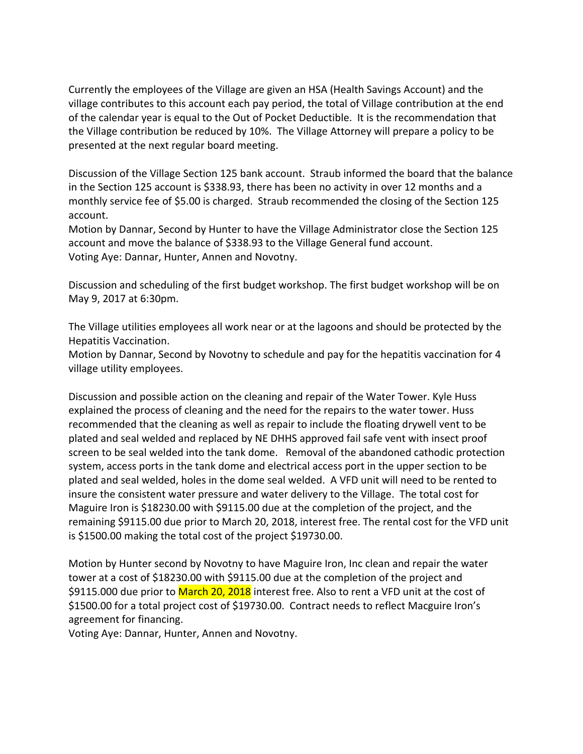Currently the employees of the Village are given an HSA (Health Savings Account) and the village contributes to this account each pay period, the total of Village contribution at the end of the calendar year is equal to the Out of Pocket Deductible. It is the recommendation that the Village contribution be reduced by 10%. The Village Attorney will prepare a policy to be presented at the next regular board meeting.

Discussion of the Village Section 125 bank account. Straub informed the board that the balance in the Section 125 account is $338.93, there has been no activity in over 12 months and a monthly service fee of $5.00 is charged. Straub recommended the closing of the Section 125 account.
Motion by Dannar, Second by Hunter to have the Village Administrator close the Section 125 account and move the balance of $338.93 to the Village General fund account.
Voting Aye: Dannar, Hunter, Annen and Novotny.

Discussion and scheduling of the first budget workshop. The first budget workshop will be on May 9, 2017 at 6:30pm.

The Village utilities employees all work near or at the lagoons and should be protected by the Hepatitis Vaccination.
Motion by Dannar, Second by Novotny to schedule and pay for the hepatitis vaccination for 4 village utility employees.

Discussion and possible action on the cleaning and repair of the Water Tower. Kyle Huss explained the process of cleaning and the need for the repairs to the water tower. Huss recommended that the cleaning as well as repair to include the floating drywell vent to be plated and seal welded and replaced by NE DHHS approved fail safe vent with insect proof screen to be seal welded into the tank dome. Removal of the abandoned cathodic protection system, access ports in the tank dome and electrical access port in the upper section to be plated and seal welded, holes in the dome seal welded. A VFD unit will need to be rented to insure the consistent water pressure and water delivery to the Village. The total cost for Maguire Iron is $18230.00 with $9115.00 due at the completion of the project, and the remaining $9115.00 due prior to March 20, 2018, interest free. The rental cost for the VFD unit is $1500.00 making the total cost of the project $19730.00.

Motion by Hunter second by Novotny to have Maguire Iron, Inc clean and repair the water tower at a cost of $18230.00 with $9115.00 due at the completion of the project and $9115.000 due prior to March 20, 2018 interest free. Also to rent a VFD unit at the cost of $1500.00 for a total project cost of $19730.00. Contract needs to reflect Macguire Iron's agreement for financing.
Voting Aye: Dannar, Hunter, Annen and Novotny.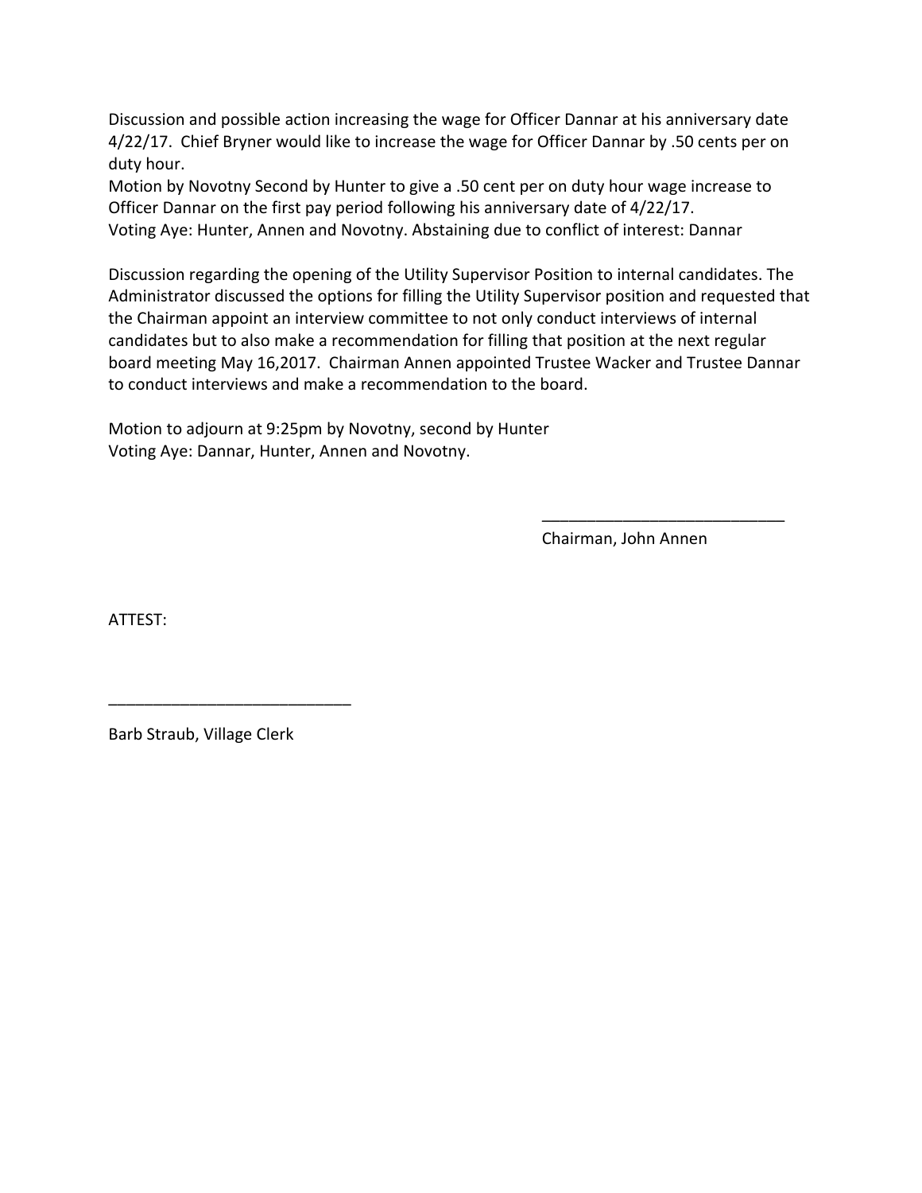Discussion and possible action increasing the wage for Officer Dannar at his anniversary date 4/22/17. Chief Bryner would like to increase the wage for Officer Dannar by .50 cents per on duty hour.
Motion by Novotny Second by Hunter to give a .50 cent per on duty hour wage increase to Officer Dannar on the first pay period following his anniversary date of 4/22/17.
Voting Aye: Hunter, Annen and Novotny. Abstaining due to conflict of interest: Dannar

Discussion regarding the opening of the Utility Supervisor Position to internal candidates. The Administrator discussed the options for filling the Utility Supervisor position and requested that the Chairman appoint an interview committee to not only conduct interviews of internal candidates but to also make a recommendation for filling that position at the next regular board meeting May 16,2017. Chairman Annen appointed Trustee Wacker and Trustee Dannar to conduct interviews and make a recommendation to the board.

Motion to adjourn at 9:25pm by Novotny, second by Hunter
Voting Aye: Dannar, Hunter, Annen and Novotny.

\_\_\_\_\_\_\_\_\_\_\_\_\_\_\_\_\_\_\_\_\_\_\_\_\_\_\_

Chairman, John Annen

ATTEST:

\_\_\_\_\_\_\_\_\_\_\_\_\_\_\_\_\_\_\_\_\_\_\_\_\_\_\_

Barb Straub, Village Clerk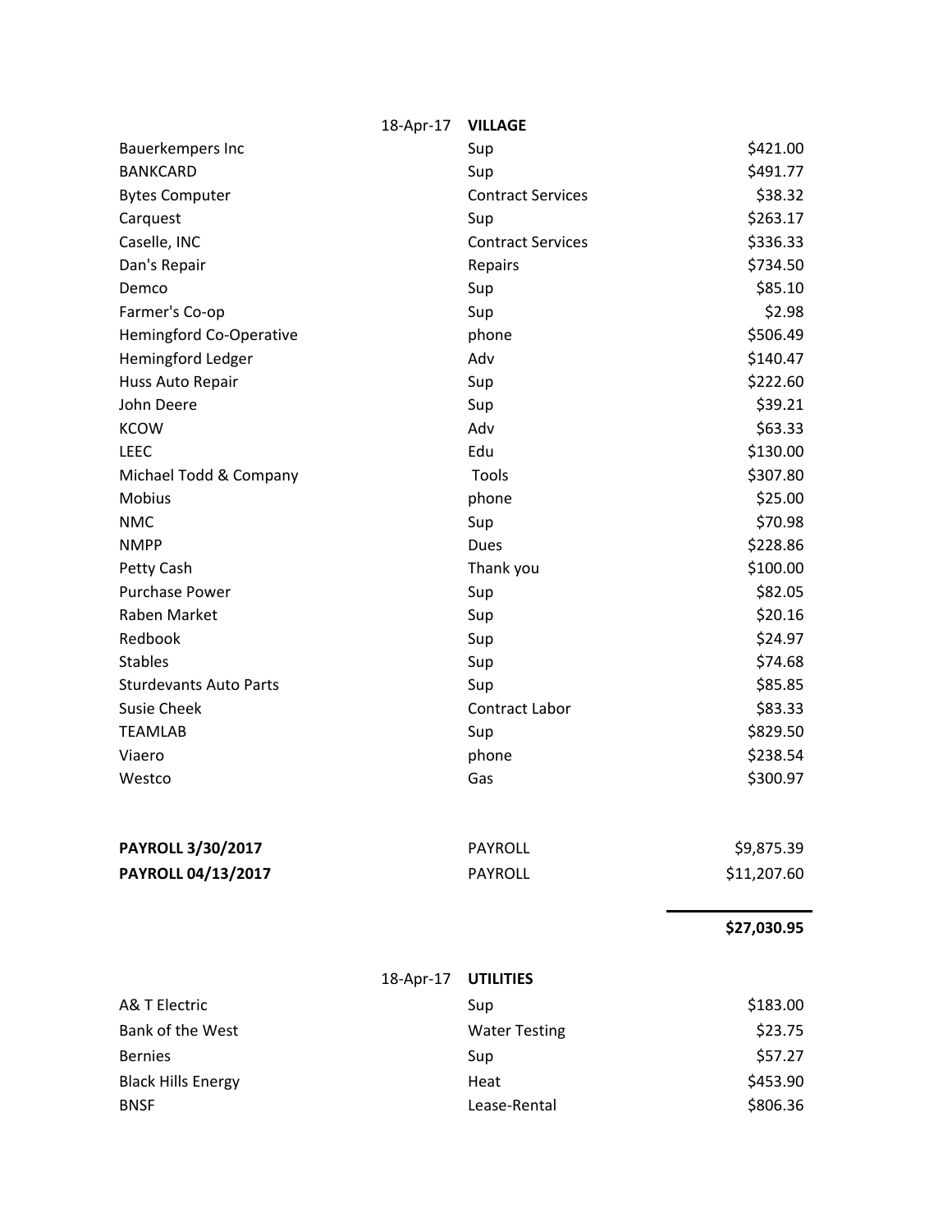| 18-Apr-17 | **VILLAGE** | |
|---|---|---|
| Bauerkempers Inc | Sup | $421.00 |
| BANKCARD | Sup | $491.77 |
| Bytes Computer | Contract Services | $38.32 |
| Carquest | Sup | $263.17 |
| Caselle, INC | Contract Services | $336.33 |
| Dan's Repair | Repairs | $734.50 |
| Demco | Sup | $85.10 |
| Farmer's Co-op | Sup | $2.98 |
| Hemingford Co-Operative | phone | $506.49 |
| Hemingford Ledger | Adv | $140.47 |
| Huss Auto Repair | Sup | $222.60 |
| John Deere | Sup | $39.21 |
| KCOW | Adv | $63.33 |
| LEEC | Edu | $130.00 |
| Michael Todd & Company | Tools | $307.80 |
| Mobius | phone | $25.00 |
| NMC | Sup | $70.98 |
| NMPP | Dues | $228.86 |
| Petty Cash | Thank you | $100.00 |
| Purchase Power | Sup | $82.05 |
| Raben Market | Sup | $20.16 |
| Redbook | Sup | $24.97 |
| Stables | Sup | $74.68 |
| Sturdevants Auto Parts | Sup | $85.85 |
| Susie Cheek | Contract Labor | $83.33 |
| TEAMLAB | Sup | $829.50 |
| Viaero | phone | $238.54 |
| Westco | Gas | $300.97 |
| | | |
| **PAYROLL 3/30/2017** | PAYROLL | $9,875.39 |
| **PAYROLL 04/13/2017** | PAYROLL | $11,207.60 |
| | | **$27,030.95** |

| 18-Apr-17 | **UTILITIES** | |
|---|---|---|
| A& T Electric | Sup | $183.00 |
| Bank of the West | Water Testing | $23.75 |
| Bernies | Sup | $57.27 |
| Black Hills Energy | Heat | $453.90 |
| BNSF | Lease-Rental | $806.36 |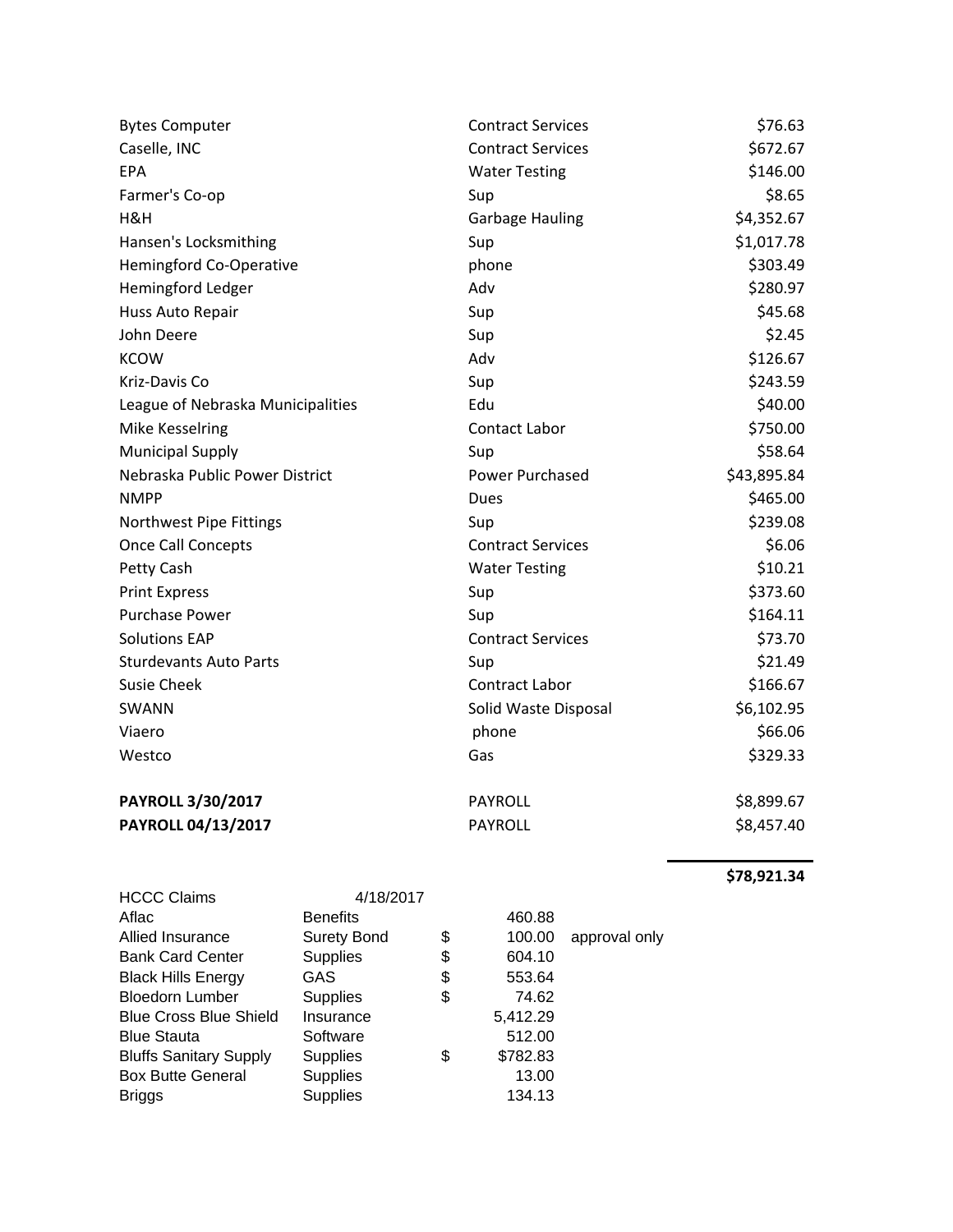| | | |
|---|---|---|
| Bytes Computer | Contract Services | $76.63 |
| Caselle, INC | Contract Services | $672.67 |
| EPA | Water Testing | $146.00 |
| Farmer's Co-op | Sup | $8.65 |
| H&H | Garbage Hauling | $4,352.67 |
| Hansen's Locksmithing | Sup | $1,017.78 |
| Hemingford Co-Operative | phone | $303.49 |
| Hemingford Ledger | Adv | $280.97 |
| Huss Auto Repair | Sup | $45.68 |
| John Deere | Sup | $2.45 |
| KCOW | Adv | $126.67 |
| Kriz-Davis Co | Sup | $243.59 |
| League of Nebraska Municipalities | Edu | $40.00 |
| Mike Kesselring | Contact Labor | $750.00 |
| Municipal Supply | Sup | $58.64 |
| Nebraska Public Power District | Power Purchased | $43,895.84 |
| NMPP | Dues | $465.00 |
| Northwest Pipe Fittings | Sup | $239.08 |
| Once Call Concepts | Contract Services | $6.06 |
| Petty Cash | Water Testing | $10.21 |
| Print Express | Sup | $373.60 |
| Purchase Power | Sup | $164.11 |
| Solutions EAP | Contract Services | $73.70 |
| Sturdevants Auto Parts | Sup | $21.49 |
| Susie Cheek | Contract Labor | $166.67 |
| SWANN | Solid Waste Disposal | $6,102.95 |
| Viaero | phone | $66.06 |
| Westco | Gas | $329.33 |
| **PAYROLL 3/30/2017** | PAYROLL | $8,899.67 |
| **PAYROLL 04/13/2017** | PAYROLL | $8,457.40 |
| | | **$78,921.34** |

| HCCC Claims | 4/18/2017 | | | |
|---|---|---|---|---|
| Aflac | Benefits | | 460.88 | |
| Allied Insurance | Surety Bond | $ | 100.00 | approval only |
| Bank Card Center | Supplies | $ | 604.10 | |
| Black Hills Energy | GAS | $ | 553.64 | |
| Bloedorn Lumber | Supplies | $ | 74.62 | |
| Blue Cross Blue Shield | Insurance | | 5,412.29 | |
| Blue Stauta | Software | | 512.00 | |
| Bluffs Sanitary Supply | Supplies | $ | $782.83 | |
| Box Butte General | Supplies | | 13.00 | |
| Briggs | Supplies | | 134.13 | |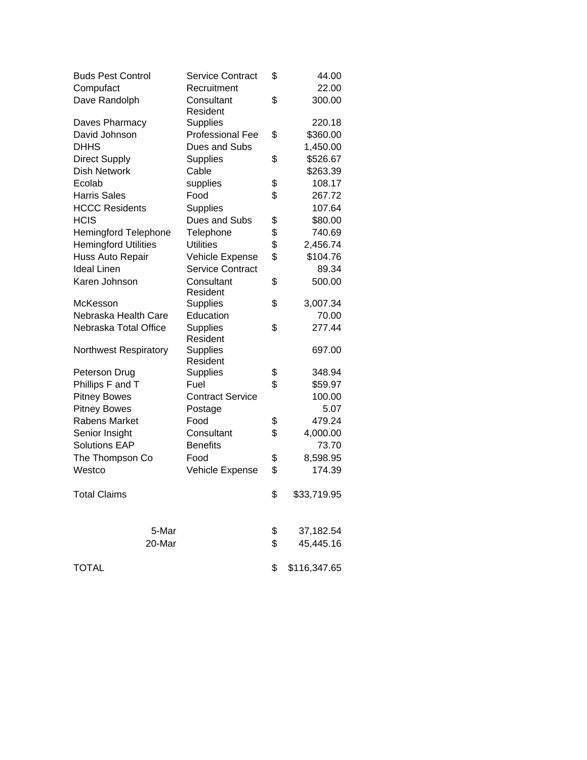| | | | |
|---|---|---|---|
| Buds Pest Control | Service Contract | $ | 44.00 |
| Compufact | Recruitment | | 22.00 |
| Dave Randolph | Consultant | $ | 300.00 |
| Daves Pharmacy | Resident Supplies | | 220.18 |
| David Johnson | Professional Fee | $ | $360.00 |
| DHHS | Dues and Subs | | 1,450.00 |
| Direct Supply | Supplies | $ | $526.67 |
| Dish Network | Cable | | $263.39 |
| Ecolab | supplies | $ | 108.17 |
| Harris Sales | Food | $ | 267.72 |
| HCCC Residents | Supplies | | 107.64 |
| HCIS | Dues and Subs | $ | $80.00 |
| Hemingford Telephone | Telephone | $ | 740.69 |
| Hemingford Utilities | Utilities | $ | 2,456.74 |
| Huss Auto Repair | Vehicle Expense | $ | $104.76 |
| Ideal Linen | Service Contract | | 89.34 |
| Karen Johnson | Consultant | $ | 500.00 |
| McKesson | Resident Supplies | $ | 3,007.34 |
| Nebraska Health Care | Education | | 70.00 |
| Nebraska Total Office | Supplies | $ | 277.44 |
| Northwest Respiratory | Resident Supplies | | 697.00 |
| Peterson Drug | Resident Supplies | $ | 348.94 |
| Phillips F and T | Fuel | $ | $59.97 |
| Pitney Bowes | Contract Service | | 100.00 |
| Pitney Bowes | Postage | | 5.07 |
| Rabens Market | Food | $ | 479.24 |
| Senior Insight | Consultant | $ | 4,000.00 |
| Solutions EAP | Benefits | | 73.70 |
| The Thompson Co | Food | $ | 8,598.95 |
| Westco | Vehicle Expense | $ | 174.39 |
| | | | |
| Total Claims | | $ | $33,719.95 |
| | | | |
| 5-Mar | | $ | 37,182.54 |
| 20-Mar | | $ | 45,445.16 |
| | | | |
| TOTAL | | $ | $116,347.65 |